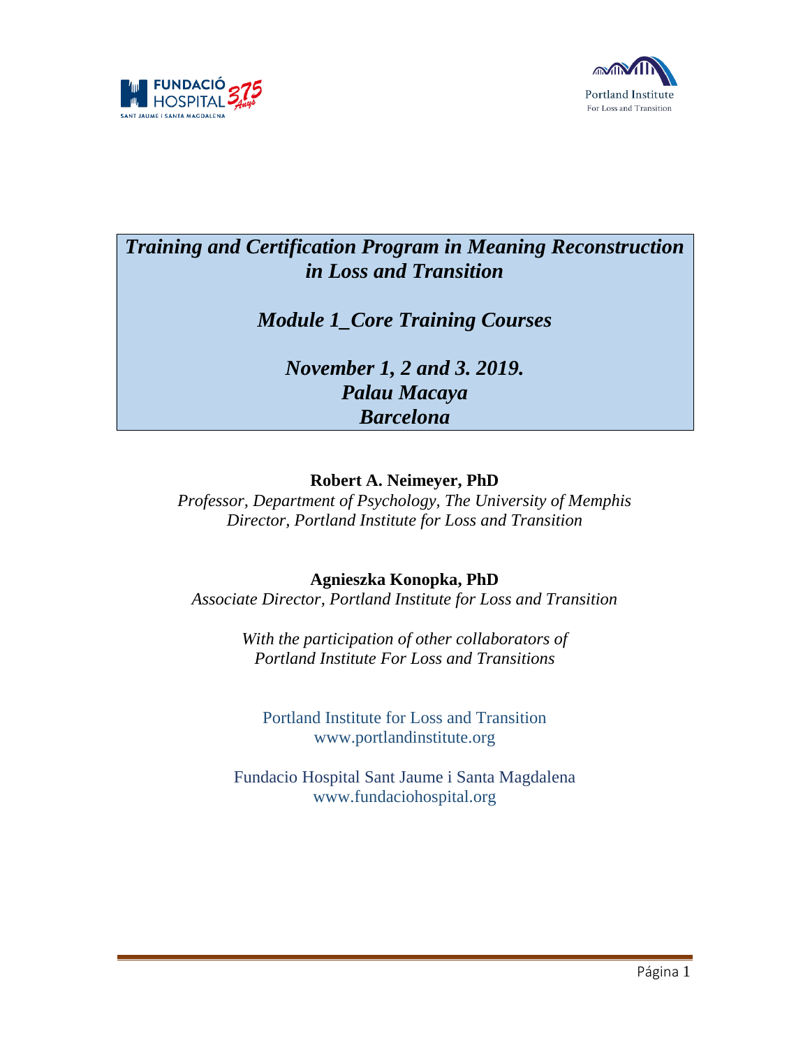# *Training and Certification Program in Meaning Reconstruction in Loss and Transition*

## *Module 1_Core Training Courses*

## *November 1, 2 and 3. 2019. Palau Macaya Barcelona*

**Robert A. Neimeyer, PhD**
*Professor, Department of Psychology, The University of Memphis*
*Director, Portland Institute for Loss and Transition*

**Agnieszka Konopka, PhD**
*Associate Director, Portland Institute for Loss and Transition*

*With the participation of other collaborators of Portland Institute For Loss and Transitions*

Portland Institute for Loss and Transition
www.portlandinstitute.org

Fundacio Hospital Sant Jaume i Santa Magdalena
www.fundaciohospital.org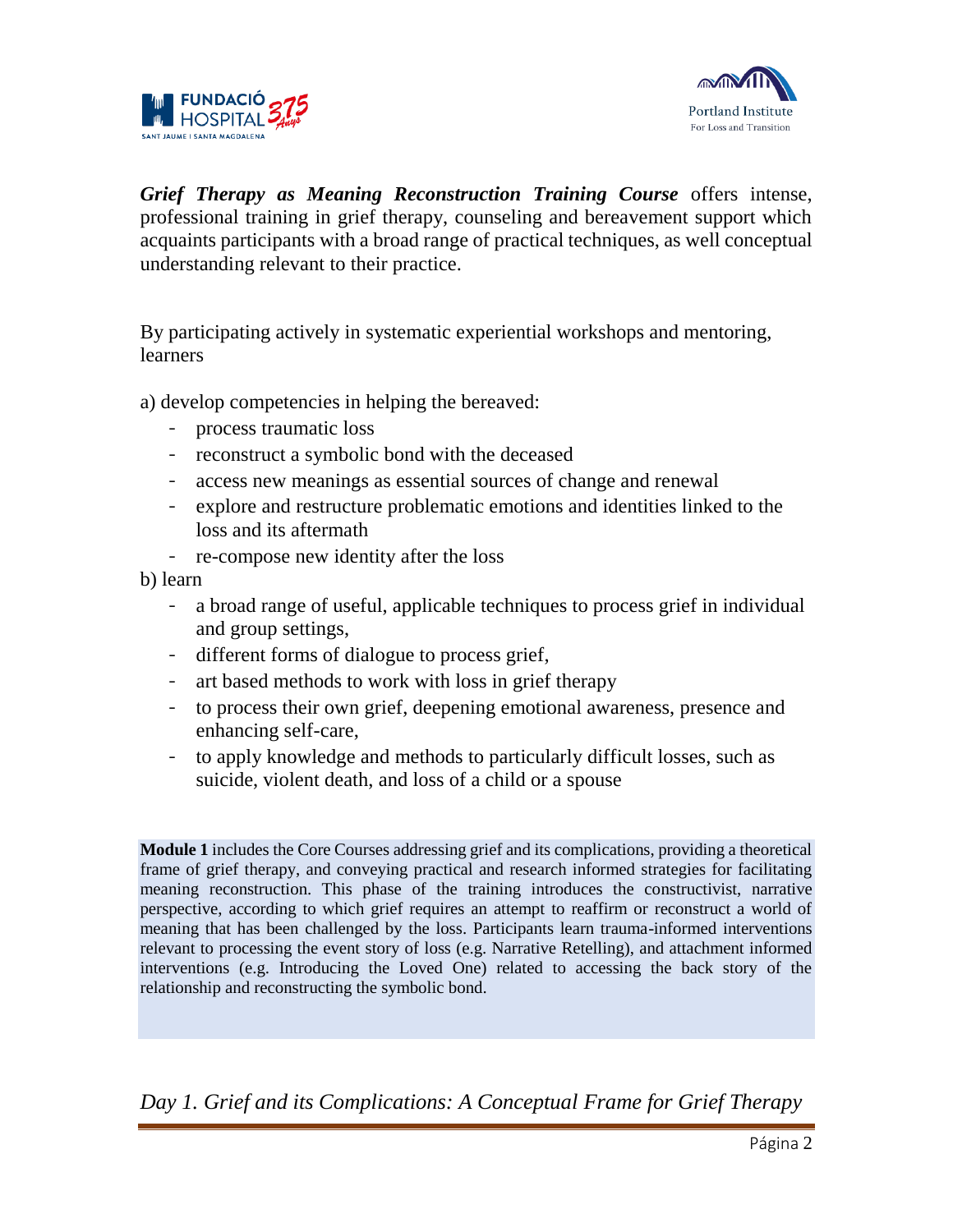***Grief Therapy as Meaning Reconstruction Training Course*** offers intense, professional training in grief therapy, counseling and bereavement support which acquaints participants with a broad range of practical techniques, as well conceptual understanding relevant to their practice.

By participating actively in systematic experiential workshops and mentoring, learners

a) develop competencies in helping the bereaved:

- process traumatic loss
- reconstruct a symbolic bond with the deceased
- access new meanings as essential sources of change and renewal
- explore and restructure problematic emotions and identities linked to the loss and its aftermath
- re-compose new identity after the loss

b) learn

- a broad range of useful, applicable techniques to process grief in individual and group settings,
- different forms of dialogue to process grief,
- art based methods to work with loss in grief therapy
- to process their own grief, deepening emotional awareness, presence and enhancing self-care,
- to apply knowledge and methods to particularly difficult losses, such as suicide, violent death, and loss of a child or a spouse

**Module 1** includes the Core Courses addressing grief and its complications, providing a theoretical frame of grief therapy, and conveying practical and research informed strategies for facilitating meaning reconstruction. This phase of the training introduces the constructivist, narrative perspective, according to which grief requires an attempt to reaffirm or reconstruct a world of meaning that has been challenged by the loss. Participants learn trauma-informed interventions relevant to processing the event story of loss (e.g. Narrative Retelling), and attachment informed interventions (e.g. Introducing the Loved One) related to accessing the back story of the relationship and reconstructing the symbolic bond.

## *Day 1. Grief and its Complications: A Conceptual Frame for Grief Therapy*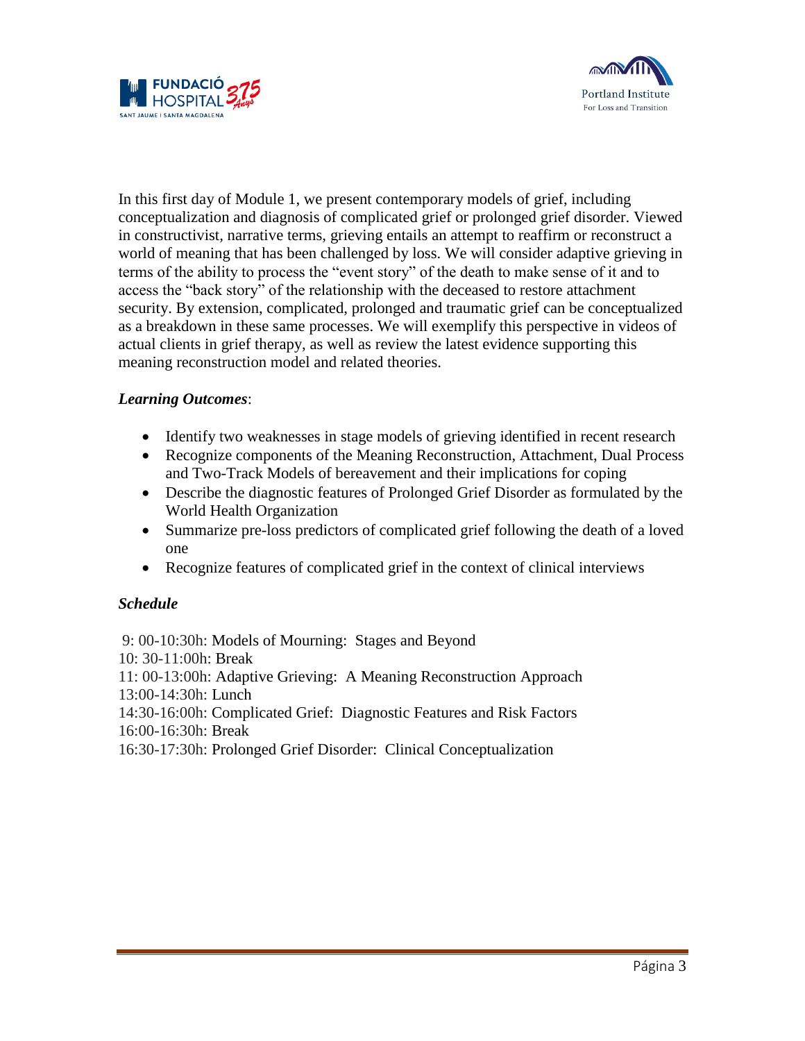In this first day of Module 1, we present contemporary models of grief, including conceptualization and diagnosis of complicated grief or prolonged grief disorder. Viewed in constructivist, narrative terms, grieving entails an attempt to reaffirm or reconstruct a world of meaning that has been challenged by loss. We will consider adaptive grieving in terms of the ability to process the "event story" of the death to make sense of it and to access the "back story" of the relationship with the deceased to restore attachment security. By extension, complicated, prolonged and traumatic grief can be conceptualized as a breakdown in these same processes. We will exemplify this perspective in videos of actual clients in grief therapy, as well as review the latest evidence supporting this meaning reconstruction model and related theories.

***Learning Outcomes***:

- Identify two weaknesses in stage models of grieving identified in recent research
- Recognize components of the Meaning Reconstruction, Attachment, Dual Process and Two-Track Models of bereavement and their implications for coping
- Describe the diagnostic features of Prolonged Grief Disorder as formulated by the World Health Organization
- Summarize pre-loss predictors of complicated grief following the death of a loved one
- Recognize features of complicated grief in the context of clinical interviews

***Schedule***

9: 00-10:30h: Models of Mourning: Stages and Beyond
10: 30-11:00h: Break
11: 00-13:00h: Adaptive Grieving: A Meaning Reconstruction Approach
13:00-14:30h: Lunch
14:30-16:00h: Complicated Grief: Diagnostic Features and Risk Factors
16:00-16:30h: Break
16:30-17:30h: Prolonged Grief Disorder: Clinical Conceptualization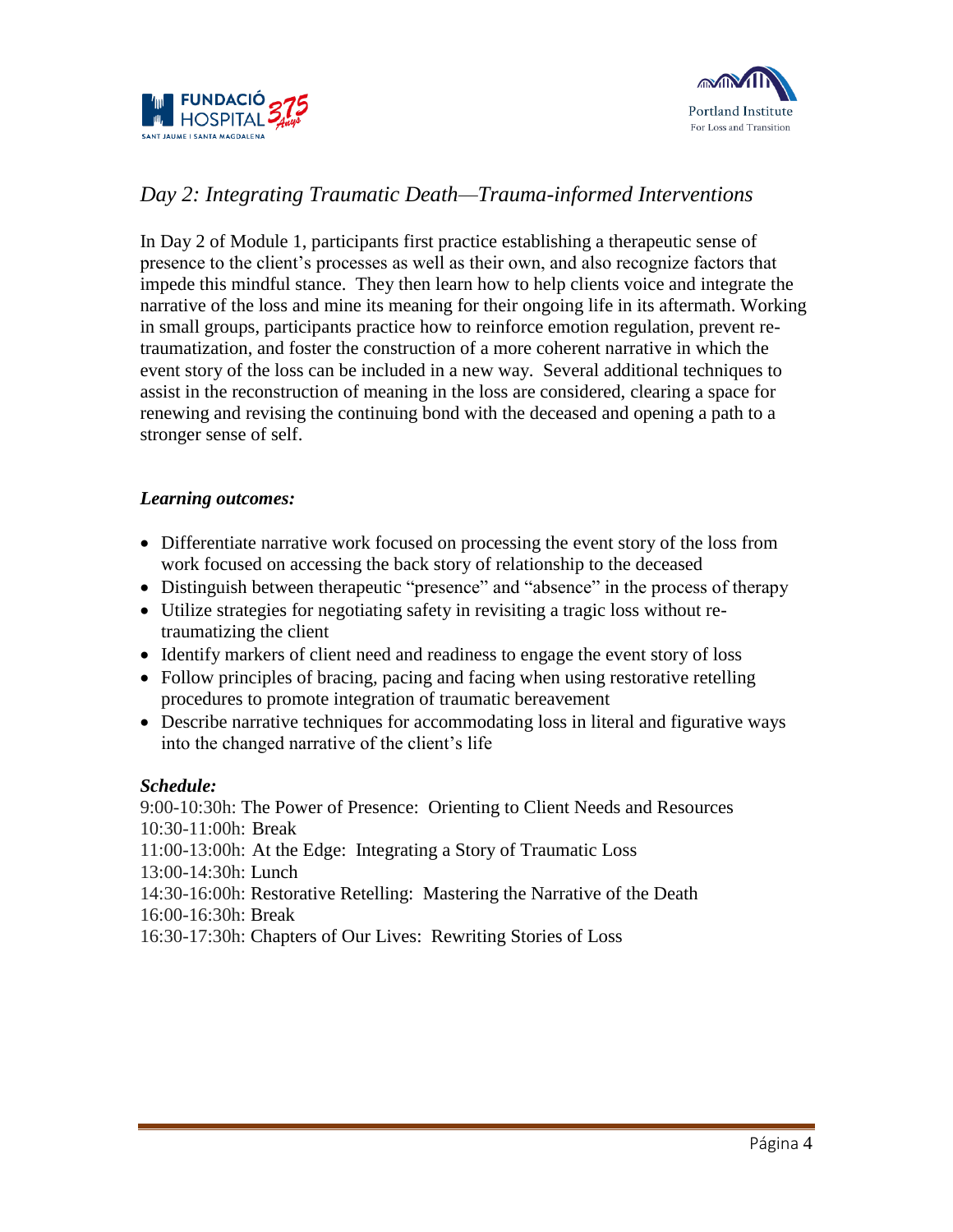## *Day 2: Integrating Traumatic Death—Trauma-informed Interventions*

In Day 2 of Module 1, participants first practice establishing a therapeutic sense of presence to the client's processes as well as their own, and also recognize factors that impede this mindful stance. They then learn how to help clients voice and integrate the narrative of the loss and mine its meaning for their ongoing life in its aftermath. Working in small groups, participants practice how to reinforce emotion regulation, prevent re-traumatization, and foster the construction of a more coherent narrative in which the event story of the loss can be included in a new way. Several additional techniques to assist in the reconstruction of meaning in the loss are considered, clearing a space for renewing and revising the continuing bond with the deceased and opening a path to a stronger sense of self.

***Learning outcomes:***

- Differentiate narrative work focused on processing the event story of the loss from work focused on accessing the back story of relationship to the deceased
- Distinguish between therapeutic "presence" and "absence" in the process of therapy
- Utilize strategies for negotiating safety in revisiting a tragic loss without re-traumatizing the client
- Identify markers of client need and readiness to engage the event story of loss
- Follow principles of bracing, pacing and facing when using restorative retelling procedures to promote integration of traumatic bereavement
- Describe narrative techniques for accommodating loss in literal and figurative ways into the changed narrative of the client's life

***Schedule:***

9:00-10:30h: The Power of Presence: Orienting to Client Needs and Resources
10:30-11:00h: Break
11:00-13:00h: At the Edge: Integrating a Story of Traumatic Loss
13:00-14:30h: Lunch
14:30-16:00h: Restorative Retelling: Mastering the Narrative of the Death
16:00-16:30h: Break
16:30-17:30h: Chapters of Our Lives: Rewriting Stories of Loss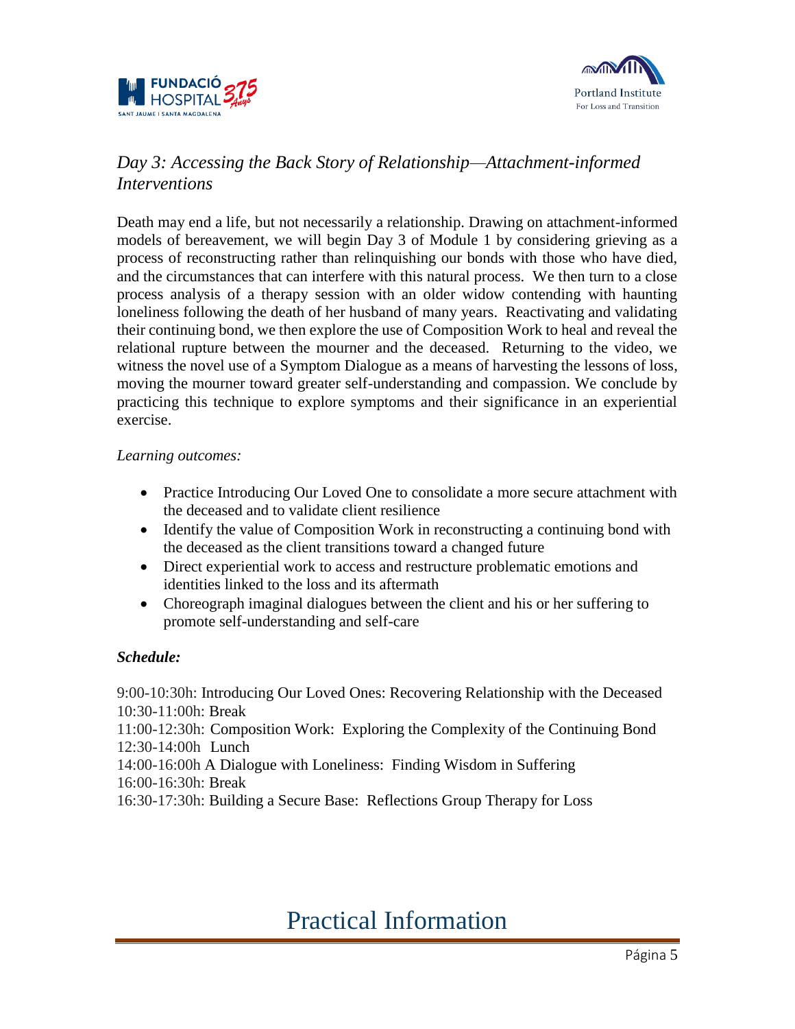## *Day 3: Accessing the Back Story of Relationship—Attachment-informed Interventions*

Death may end a life, but not necessarily a relationship. Drawing on attachment-informed models of bereavement, we will begin Day 3 of Module 1 by considering grieving as a process of reconstructing rather than relinquishing our bonds with those who have died, and the circumstances that can interfere with this natural process. We then turn to a close process analysis of a therapy session with an older widow contending with haunting loneliness following the death of her husband of many years. Reactivating and validating their continuing bond, we then explore the use of Composition Work to heal and reveal the relational rupture between the mourner and the deceased. Returning to the video, we witness the novel use of a Symptom Dialogue as a means of harvesting the lessons of loss, moving the mourner toward greater self-understanding and compassion. We conclude by practicing this technique to explore symptoms and their significance in an experiential exercise.

*Learning outcomes:*

- Practice Introducing Our Loved One to consolidate a more secure attachment with the deceased and to validate client resilience
- Identify the value of Composition Work in reconstructing a continuing bond with the deceased as the client transitions toward a changed future
- Direct experiential work to access and restructure problematic emotions and identities linked to the loss and its aftermath
- Choreograph imaginal dialogues between the client and his or her suffering to promote self-understanding and self-care

***Schedule:***

9:00-10:30h: Introducing Our Loved Ones: Recovering Relationship with the Deceased
10:30-11:00h: Break
11:00-12:30h: Composition Work: Exploring the Complexity of the Continuing Bond
12:30-14:00h Lunch
14:00-16:00h A Dialogue with Loneliness: Finding Wisdom in Suffering
16:00-16:30h: Break
16:30-17:30h: Building a Secure Base: Reflections Group Therapy for Loss

# Practical Information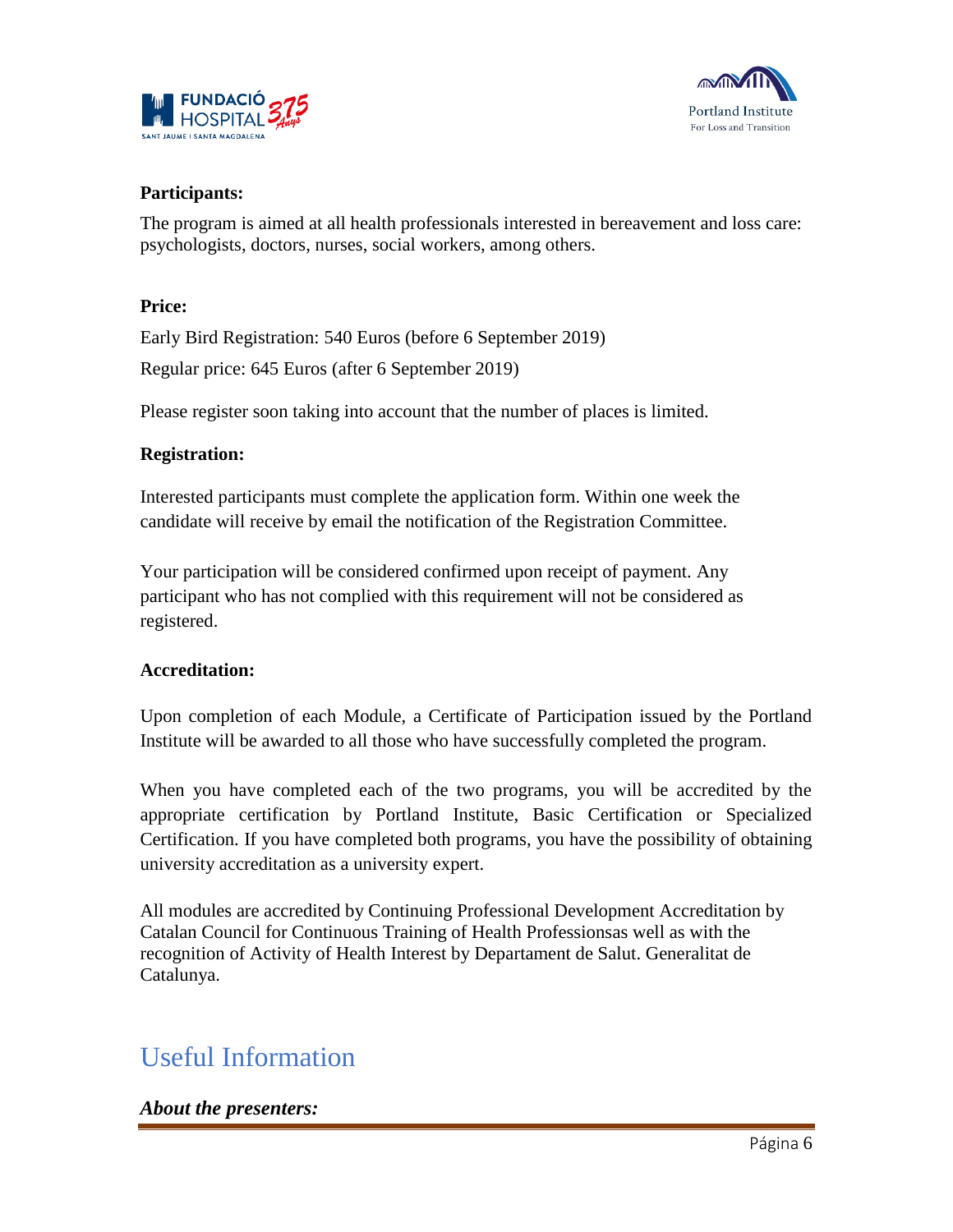**Participants:**

The program is aimed at all health professionals interested in bereavement and loss care: psychologists, doctors, nurses, social workers, among others.

**Price:**

Early Bird Registration: 540 Euros (before 6 September 2019)

Regular price: 645 Euros (after 6 September 2019)

Please register soon taking into account that the number of places is limited.

**Registration:**

Interested participants must complete the application form. Within one week the candidate will receive by email the notification of the Registration Committee.

Your participation will be considered confirmed upon receipt of payment. Any participant who has not complied with this requirement will not be considered as registered.

**Accreditation:**

Upon completion of each Module, a Certificate of Participation issued by the Portland Institute will be awarded to all those who have successfully completed the program.

When you have completed each of the two programs, you will be accredited by the appropriate certification by Portland Institute, Basic Certification or Specialized Certification. If you have completed both programs, you have the possibility of obtaining university accreditation as a university expert.

All modules are accredited by Continuing Professional Development Accreditation by Catalan Council for Continuous Training of Health Professionsas well as with the recognition of Activity of Health Interest by Departament de Salut. Generalitat de Catalunya.

## Useful Information

***About the presenters:***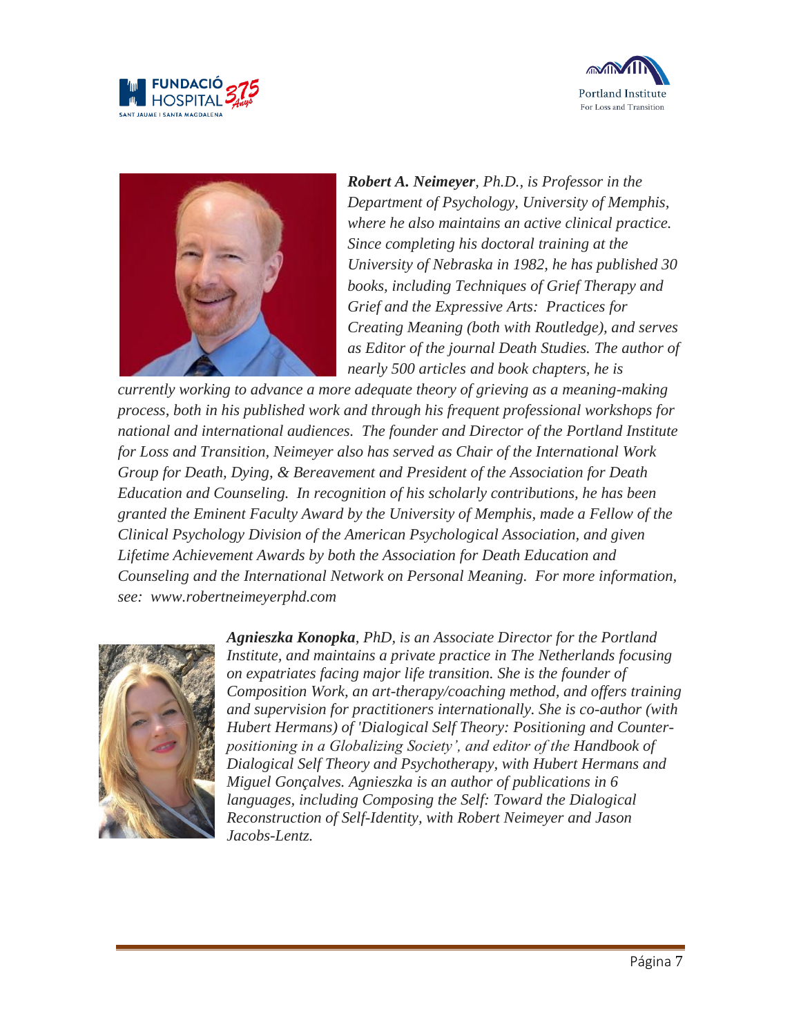***Robert A. Neimeyer**, Ph.D., is Professor in the Department of Psychology, University of Memphis, where he also maintains an active clinical practice. Since completing his doctoral training at the University of Nebraska in 1982, he has published 30 books, including Techniques of Grief Therapy and Grief and the Expressive Arts: Practices for Creating Meaning (both with Routledge), and serves as Editor of the journal Death Studies. The author of nearly 500 articles and book chapters, he is currently working to advance a more adequate theory of grieving as a meaning-making process, both in his published work and through his frequent professional workshops for national and international audiences. The founder and Director of the Portland Institute for Loss and Transition, Neimeyer also has served as Chair of the International Work Group for Death, Dying, & Bereavement and President of the Association for Death Education and Counseling. In recognition of his scholarly contributions, he has been granted the Eminent Faculty Award by the University of Memphis, made a Fellow of the Clinical Psychology Division of the American Psychological Association, and given Lifetime Achievement Awards by both the Association for Death Education and Counseling and the International Network on Personal Meaning. For more information, see: www.robertneimeyerphd.com*

***Agnieszka Konopka**, PhD, is an Associate Director for the Portland Institute, and maintains a private practice in The Netherlands focusing on expatriates facing major life transition. She is the founder of Composition Work, an art-therapy/coaching method, and offers training and supervision for practitioners internationally. She is co-author (with Hubert Hermans) of 'Dialogical Self Theory: Positioning and Counter-positioning in a Globalizing Society', and editor of the Handbook of Dialogical Self Theory and Psychotherapy, with Hubert Hermans and Miguel Gonçalves. Agnieszka is an author of publications in 6 languages, including Composing the Self: Toward the Dialogical Reconstruction of Self-Identity, with Robert Neimeyer and Jason Jacobs-Lentz.*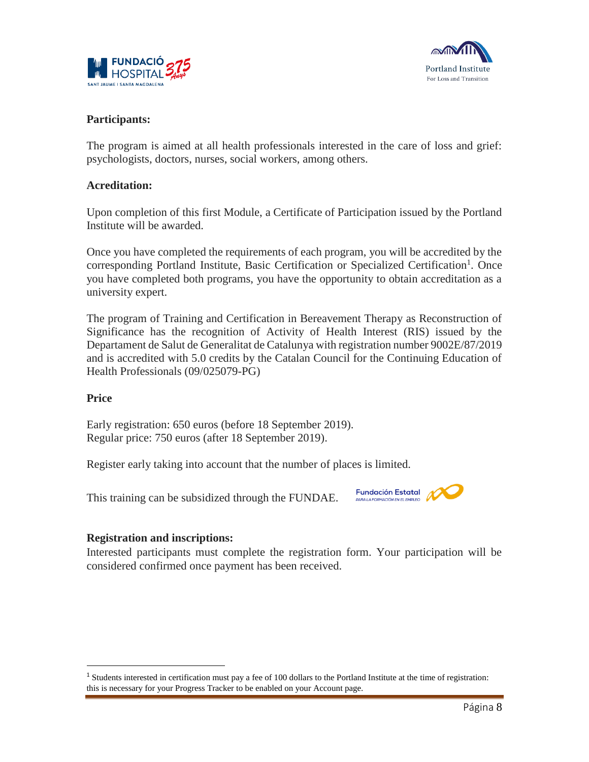**Participants:**

The program is aimed at all health professionals interested in the care of loss and grief: psychologists, doctors, nurses, social workers, among others.

**Acreditation:**

Upon completion of this first Module, a Certificate of Participation issued by the Portland Institute will be awarded.

Once you have completed the requirements of each program, you will be accredited by the corresponding Portland Institute, Basic Certification or Specialized Certification[1]. Once you have completed both programs, you have the opportunity to obtain accreditation as a university expert.

The program of Training and Certification in Bereavement Therapy as Reconstruction of Significance has the recognition of Activity of Health Interest (RIS) issued by the Departament de Salut de Generalitat de Catalunya with registration number 9002E/87/2019 and is accredited with 5.0 credits by the Catalan Council for the Continuing Education of Health Professionals (09/025079-PG)

**Price**

Early registration: 650 euros (before 18 September 2019).
Regular price: 750 euros (after 18 September 2019).

Register early taking into account that the number of places is limited.

This training can be subsidized through the FUNDAE.

**Registration and inscriptions:**

Interested participants must complete the registration form. Your participation will be considered confirmed once payment has been received.

---

[1] Students interested in certification must pay a fee of 100 dollars to the Portland Institute at the time of registration: this is necessary for your Progress Tracker to be enabled on your Account page.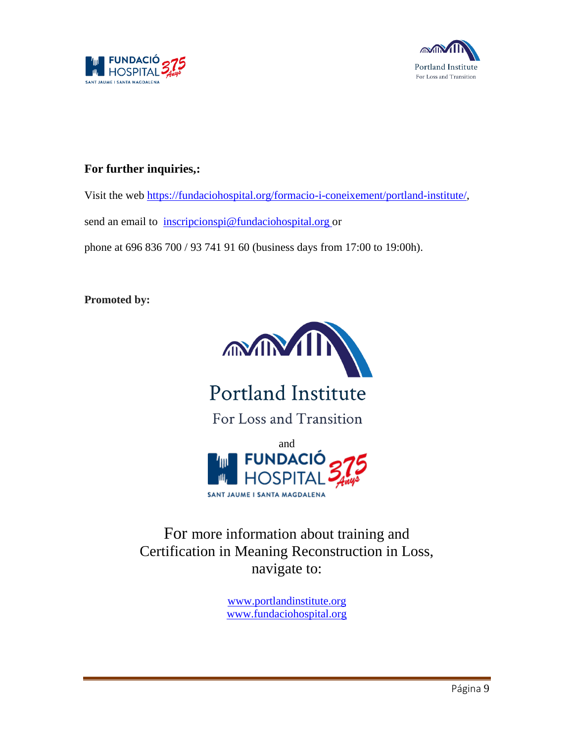**For further inquiries,:**

Visit the web https://fundaciohospital.org/formacio-i-coneixement/portland-institute/,

send an email to inscripcionspi@fundaciohospital.org or

phone at 696 836 700 / 93 741 91 60 (business days from 17:00 to 19:00h).

**Promoted by:**

Portland Institute

For Loss and Transition

and

FUNDACIÓ HOSPITAL 375 Anys

SANT JAUME I SANTA MAGDALENA

For more information about training and Certification in Meaning Reconstruction in Loss, navigate to:

www.portlandinstitute.org
www.fundaciohospital.org